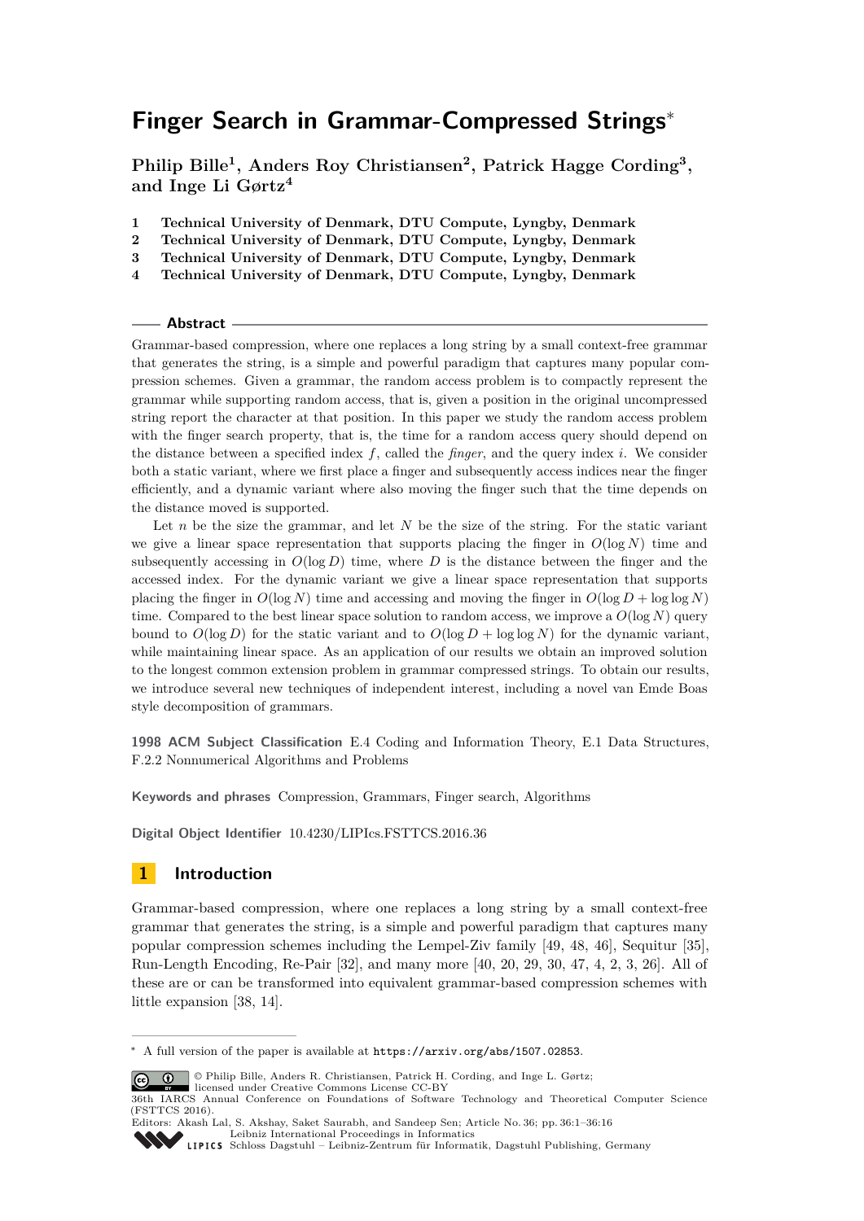# Finger Search in Grammar-Compressed Strings*

**Philip Bille[1], Anders Roy Christiansen[2], Patrick Hagge Cording[3], and Inge Li Gørtz[4]**

1. **Technical University of Denmark, DTU Compute, Lyngby, Denmark**
2. **Technical University of Denmark, DTU Compute, Lyngby, Denmark**
3. **Technical University of Denmark, DTU Compute, Lyngby, Denmark**
4. **Technical University of Denmark, DTU Compute, Lyngby, Denmark**

## Abstract

Grammar-based compression, where one replaces a long string by a small context-free grammar that generates the string, is a simple and powerful paradigm that captures many popular compression schemes. Given a grammar, the random access problem is to compactly represent the grammar while supporting random access, that is, given a position in the original uncompressed string report the character at that position. In this paper we study the random access problem with the finger search property, that is, the time for a random access query should depend on the distance between a specified index $f$, called the *finger*, and the query index $i$. We consider both a static variant, where we first place a finger and subsequently access indices near the finger efficiently, and a dynamic variant where also moving the finger such that the time depends on the distance moved is supported.

Let $n$ be the size the grammar, and let $N$ be the size of the string. For the static variant we give a linear space representation that supports placing the finger in $O(\log N)$ time and subsequently accessing in $O(\log D)$ time, where $D$ is the distance between the finger and the accessed index. For the dynamic variant we give a linear space representation that supports placing the finger in $O(\log N)$ time and accessing and moving the finger in $O(\log D + \log \log N)$ time. Compared to the best linear space solution to random access, we improve a $O(\log N)$ query bound to $O(\log D)$ for the static variant and to $O(\log D + \log \log N)$ for the dynamic variant, while maintaining linear space. As an application of our results we obtain an improved solution to the longest common extension problem in grammar compressed strings. To obtain our results, we introduce several new techniques of independent interest, including a novel van Emde Boas style decomposition of grammars.

**1998 ACM Subject Classification** E.4 Coding and Information Theory, E.1 Data Structures, F.2.2 Nonnumerical Algorithms and Problems

**Keywords and phrases** Compression, Grammars, Finger search, Algorithms

**Digital Object Identifier** 10.4230/LIPIcs.FSTTCS.2016.36

## 1 Introduction

Grammar-based compression, where one replaces a long string by a small context-free grammar that generates the string, is a simple and powerful paradigm that captures many popular compression schemes including the Lempel-Ziv family [49, 48, 46], Sequitur [35], Run-Length Encoding, Re-Pair [32], and many more [40, 20, 29, 30, 47, 4, 2, 3, 26]. All of these are or can be transformed into equivalent grammar-based compression schemes with little expansion [38, 14].

* A full version of the paper is available at https://arxiv.org/abs/1507.02853.

© Philip Bille, Anders R. Christiansen, Patrick H. Cording, and Inge L. Gørtz; licensed under Creative Commons License CC-BY
36th IARCS Annual Conference on Foundations of Software Technology and Theoretical Computer Science (FSTTCS 2016).
Editors: Akash Lal, S. Akshay, Saket Saurabh, and Sandeep Sen; Article No. 36; pp. 36:1–36:16
Leibniz International Proceedings in Informatics
Schloss Dagstuhl – Leibniz-Zentrum für Informatik, Dagstuhl Publishing, Germany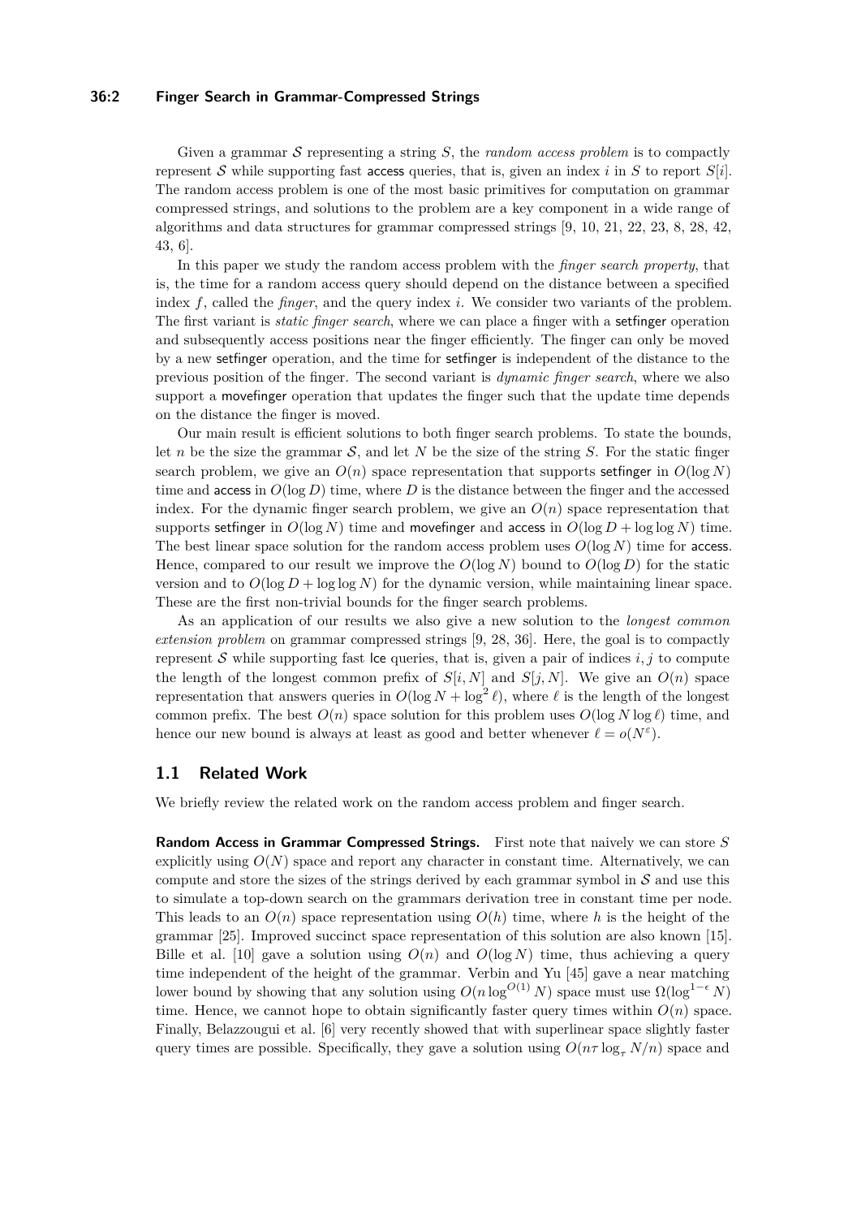Given a grammar $\mathcal{S}$ representing a string $S$, the *random access problem* is to compactly represent $\mathcal{S}$ while supporting fast access queries, that is, given an index $i$ in $S$ to report $S[i]$. The random access problem is one of the most basic primitives for computation on grammar compressed strings, and solutions to the problem are a key component in a wide range of algorithms and data structures for grammar compressed strings [9, 10, 21, 22, 23, 8, 28, 42, 43, 6].

In this paper we study the random access problem with the *finger search property*, that is, the time for a random access query should depend on the distance between a specified index $f$, called the *finger*, and the query index $i$. We consider two variants of the problem. The first variant is *static finger search*, where we can place a finger with a setfinger operation and subsequently access positions near the finger efficiently. The finger can only be moved by a new setfinger operation, and the time for setfinger is independent of the distance to the previous position of the finger. The second variant is *dynamic finger search*, where we also support a movefinger operation that updates the finger such that the update time depends on the distance the finger is moved.

Our main result is efficient solutions to both finger search problems. To state the bounds, let $n$ be the size the grammar $\mathcal{S}$, and let $N$ be the size of the string $S$. For the static finger search problem, we give an $O(n)$ space representation that supports setfinger in $O(\log N)$ time and access in $O(\log D)$ time, where $D$ is the distance between the finger and the accessed index. For the dynamic finger search problem, we give an $O(n)$ space representation that supports setfinger in $O(\log N)$ time and movefinger and access in $O(\log D + \log \log N)$ time. The best linear space solution for the random access problem uses $O(\log N)$ time for access. Hence, compared to our result we improve the $O(\log N)$ bound to $O(\log D)$ for the static version and to $O(\log D + \log \log N)$ for the dynamic version, while maintaining linear space. These are the first non-trivial bounds for the finger search problems.

As an application of our results we also give a new solution to the *longest common extension problem* on grammar compressed strings [9, 28, 36]. Here, the goal is to compactly represent $\mathcal{S}$ while supporting fast lce queries, that is, given a pair of indices $i, j$ to compute the length of the longest common prefix of $S[i, N]$ and $S[j, N]$. We give an $O(n)$ space representation that answers queries in $O(\log N + \log^2 \ell)$, where $\ell$ is the length of the longest common prefix. The best $O(n)$ space solution for this problem uses $O(\log N \log \ell)$ time, and hence our new bound is always at least as good and better whenever $\ell = o(N^{\varepsilon})$.

## 1.1 Related Work

We briefly review the related work on the random access problem and finger search.

**Random Access in Grammar Compressed Strings.** First note that naively we can store $S$ explicitly using $O(N)$ space and report any character in constant time. Alternatively, we can compute and store the sizes of the strings derived by each grammar symbol in $\mathcal{S}$ and use this to simulate a top-down search on the grammars derivation tree in constant time per node. This leads to an $O(n)$ space representation using $O(h)$ time, where $h$ is the height of the grammar [25]. Improved succinct space representation of this solution are also known [15]. Bille et al. [10] gave a solution using $O(n)$ and $O(\log N)$ time, thus achieving a query time independent of the height of the grammar. Verbin and Yu [45] gave a near matching lower bound by showing that any solution using $O(n \log^{O(1)} N)$ space must use $\Omega(\log^{1-\epsilon} N)$ time. Hence, we cannot hope to obtain significantly faster query times within $O(n)$ space. Finally, Belazzougui et al. [6] very recently showed that with superlinear space slightly faster query times are possible. Specifically, they gave a solution using $O(n\tau \log_{\tau} N/n)$ space and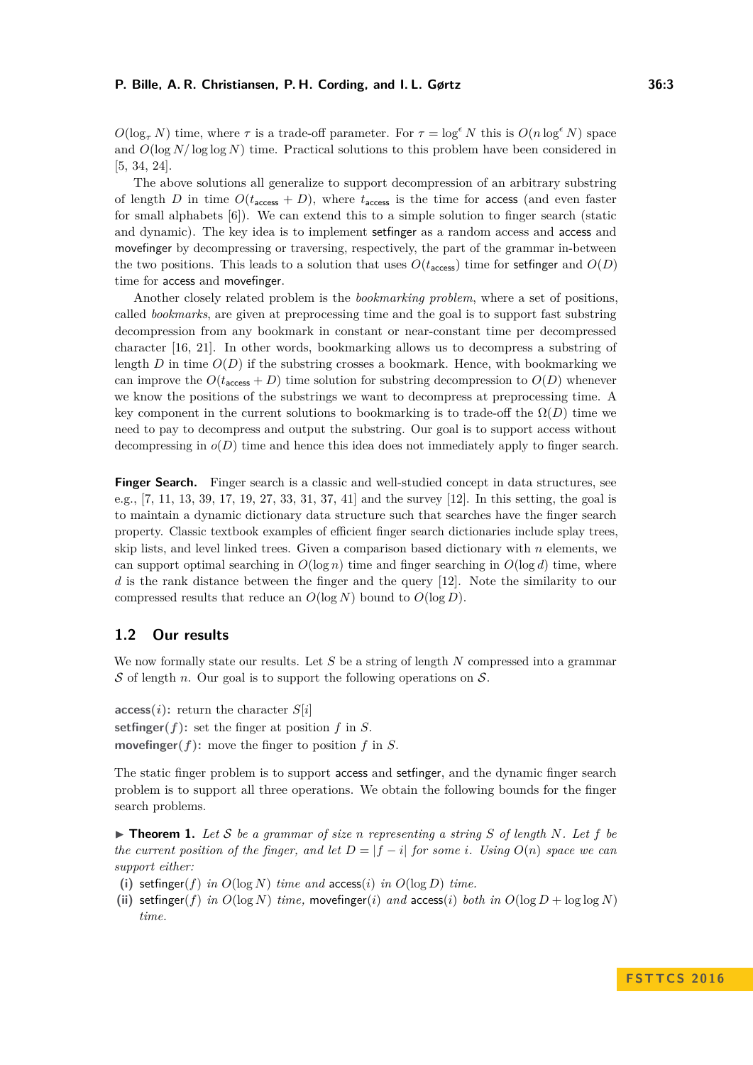$O(\log_\tau N)$ time, where $\tau$ is a trade-off parameter. For $\tau = \log^\epsilon N$ this is $O(n \log^\epsilon N)$ space and $O(\log N / \log\log N)$ time. Practical solutions to this problem have been considered in [5, 34, 24].

The above solutions all generalize to support decompression of an arbitrary substring of length $D$ in time $O(t_{\mathsf{access}} + D)$, where $t_{\mathsf{access}}$ is the time for access (and even faster for small alphabets [6]). We can extend this to a simple solution to finger search (static and dynamic). The key idea is to implement setfinger as a random access and access and movefinger by decompressing or traversing, respectively, the part of the grammar in-between the two positions. This leads to a solution that uses $O(t_{\mathsf{access}})$ time for setfinger and $O(D)$ time for access and movefinger.

Another closely related problem is the *bookmarking problem*, where a set of positions, called *bookmarks*, are given at preprocessing time and the goal is to support fast substring decompression from any bookmark in constant or near-constant time per decompressed character [16, 21]. In other words, bookmarking allows us to decompress a substring of length $D$ in time $O(D)$ if the substring crosses a bookmark. Hence, with bookmarking we can improve the $O(t_{\mathsf{access}} + D)$ time solution for substring decompression to $O(D)$ whenever we know the positions of the substrings we want to decompress at preprocessing time. A key component in the current solutions to bookmarking is to trade-off the $\Omega(D)$ time we need to pay to decompress and output the substring. Our goal is to support access without decompressing in $o(D)$ time and hence this idea does not immediately apply to finger search.

**Finger Search.** Finger search is a classic and well-studied concept in data structures, see e.g., [7, 11, 13, 39, 17, 19, 27, 33, 31, 37, 41] and the survey [12]. In this setting, the goal is to maintain a dynamic dictionary data structure such that searches have the finger search property. Classic textbook examples of efficient finger search dictionaries include splay trees, skip lists, and level linked trees. Given a comparison based dictionary with $n$ elements, we can support optimal searching in $O(\log n)$ time and finger searching in $O(\log d)$ time, where $d$ is the rank distance between the finger and the query [12]. Note the similarity to our compressed results that reduce an $O(\log N)$ bound to $O(\log D)$.

## 1.2 Our results

We now formally state our results. Let $S$ be a string of length $N$ compressed into a grammar $\mathcal{S}$ of length $n$. Our goal is to support the following operations on $\mathcal{S}$.

**access($i$):** return the character $S[i]$
**setfinger($f$):** set the finger at position $f$ in $S$.
**movefinger($f$):** move the finger to position $f$ in $S$.

The static finger problem is to support access and setfinger, and the dynamic finger search problem is to support all three operations. We obtain the following bounds for the finger search problems.

▶ **Theorem 1.** *Let $\mathcal{S}$ be a grammar of size $n$ representing a string $S$ of length $N$. Let $f$ be the current position of the finger, and let $D = |f - i|$ for some $i$. Using $O(n)$ space we can support either:*

**(i)** setfinger($f$) *in $O(\log N)$ time and* access($i$) *in $O(\log D)$ time.*
**(ii)** setfinger($f$) *in $O(\log N)$ time,* movefinger($i$) *and* access($i$) *both in $O(\log D + \log\log N)$ time.*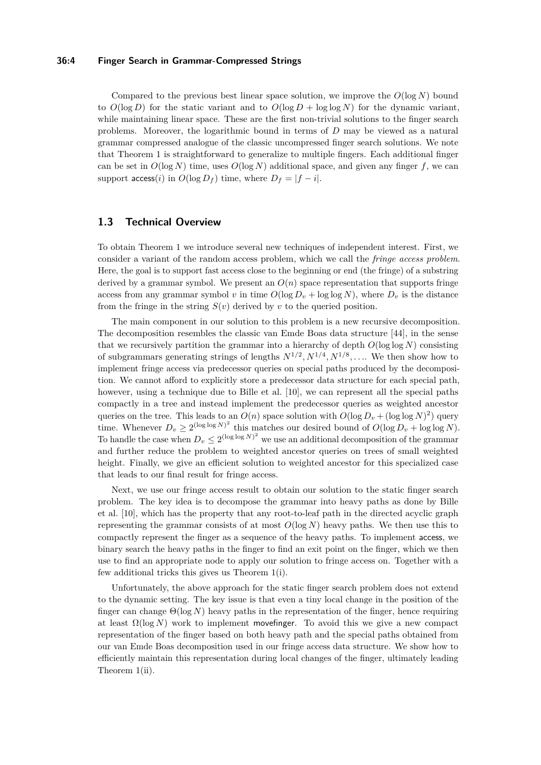Compared to the previous best linear space solution, we improve the $O(\log N)$ bound to $O(\log D)$ for the static variant and to $O(\log D + \log\log N)$ for the dynamic variant, while maintaining linear space. These are the first non-trivial solutions to the finger search problems. Moreover, the logarithmic bound in terms of $D$ may be viewed as a natural grammar compressed analogue of the classic uncompressed finger search solutions. We note that Theorem 1 is straightforward to generalize to multiple fingers. Each additional finger can be set in $O(\log N)$ time, uses $O(\log N)$ additional space, and given any finger $f$, we can support access$(i)$ in $O(\log D_f)$ time, where $D_f = |f - i|$.

## 1.3 Technical Overview

To obtain Theorem 1 we introduce several new techniques of independent interest. First, we consider a variant of the random access problem, which we call the *fringe access problem*. Here, the goal is to support fast access close to the beginning or end (the fringe) of a substring derived by a grammar symbol. We present an $O(n)$ space representation that supports fringe access from any grammar symbol $v$ in time $O(\log D_v + \log\log N)$, where $D_v$ is the distance from the fringe in the string $S(v)$ derived by $v$ to the queried position.

The main component in our solution to this problem is a new recursive decomposition. The decomposition resembles the classic van Emde Boas data structure [44], in the sense that we recursively partition the grammar into a hierarchy of depth $O(\log\log N)$ consisting of subgrammars generating strings of lengths $N^{1/2}, N^{1/4}, N^{1/8}, \ldots$. We then show how to implement fringe access via predecessor queries on special paths produced by the decomposition. We cannot afford to explicitly store a predecessor data structure for each special path, however, using a technique due to Bille et al. [10], we can represent all the special paths compactly in a tree and instead implement the predecessor queries as weighted ancestor queries on the tree. This leads to an $O(n)$ space solution with $O(\log D_v + (\log\log N)^2)$ query time. Whenever $D_v \geq 2^{(\log\log N)^2}$ this matches our desired bound of $O(\log D_v + \log\log N)$. To handle the case when $D_v \leq 2^{(\log\log N)^2}$ we use an additional decomposition of the grammar and further reduce the problem to weighted ancestor queries on trees of small weighted height. Finally, we give an efficient solution to weighted ancestor for this specialized case that leads to our final result for fringe access.

Next, we use our fringe access result to obtain our solution to the static finger search problem. The key idea is to decompose the grammar into heavy paths as done by Bille et al. [10], which has the property that any root-to-leaf path in the directed acyclic graph representing the grammar consists of at most $O(\log N)$ heavy paths. We then use this to compactly represent the finger as a sequence of the heavy paths. To implement access, we binary search the heavy paths in the finger to find an exit point on the finger, which we then use to find an appropriate node to apply our solution to fringe access on. Together with a few additional tricks this gives us Theorem 1(i).

Unfortunately, the above approach for the static finger search problem does not extend to the dynamic setting. The key issue is that even a tiny local change in the position of the finger can change $\Theta(\log N)$ heavy paths in the representation of the finger, hence requiring at least $\Omega(\log N)$ work to implement movefinger. To avoid this we give a new compact representation of the finger based on both heavy path and the special paths obtained from our van Emde Boas decomposition used in our fringe access data structure. We show how to efficiently maintain this representation during local changes of the finger, ultimately leading Theorem 1(ii).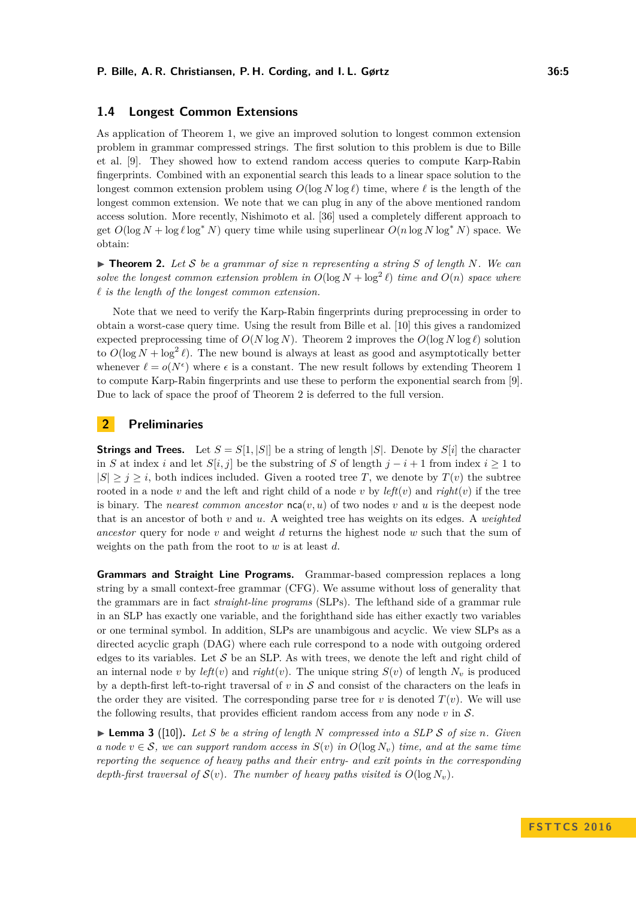### 1.4 Longest Common Extensions

As application of Theorem 1, we give an improved solution to longest common extension problem in grammar compressed strings. The first solution to this problem is due to Bille et al. [9]. They showed how to extend random access queries to compute Karp-Rabin fingerprints. Combined with an exponential search this leads to a linear space solution to the longest common extension problem using $O(\log N \log \ell)$ time, where $\ell$ is the length of the longest common extension. We note that we can plug in any of the above mentioned random access solution. More recently, Nishimoto et al. [36] used a completely different approach to get $O(\log N + \log \ell \log^* N)$ query time while using superlinear $O(n \log N \log^* N)$ space. We obtain:

▶ **Theorem 2.** *Let $\mathcal{S}$ be a grammar of size $n$ representing a string $S$ of length $N$. We can solve the longest common extension problem in $O(\log N + \log^2 \ell)$ time and $O(n)$ space where $\ell$ is the length of the longest common extension.*

Note that we need to verify the Karp-Rabin fingerprints during preprocessing in order to obtain a worst-case query time. Using the result from Bille et al. [10] this gives a randomized expected preprocessing time of $O(N \log N)$. Theorem 2 improves the $O(\log N \log \ell)$ solution to $O(\log N + \log^2 \ell)$. The new bound is always at least as good and asymptotically better whenever $\ell = o(N^\epsilon)$ where $\epsilon$ is a constant. The new result follows by extending Theorem 1 to compute Karp-Rabin fingerprints and use these to perform the exponential search from [9]. Due to lack of space the proof of Theorem 2 is deferred to the full version.

## 2 Preliminaries

**Strings and Trees.** Let $S = S[1, |S|]$ be a string of length $|S|$. Denote by $S[i]$ the character in $S$ at index $i$ and let $S[i, j]$ be the substring of $S$ of length $j - i + 1$ from index $i \geq 1$ to $|S| \geq j \geq i$, both indices included. Given a rooted tree $T$, we denote by $T(v)$ the subtree rooted in a node $v$ and the left and right child of a node $v$ by *left*$(v)$ and *right*$(v)$ if the tree is binary. The *nearest common ancestor* $\mathsf{nca}(v, u)$ of two nodes $v$ and $u$ is the deepest node that is an ancestor of both $v$ and $u$. A weighted tree has weights on its edges. A *weighted ancestor* query for node $v$ and weight $d$ returns the highest node $w$ such that the sum of weights on the path from the root to $w$ is at least $d$.

**Grammars and Straight Line Programs.** Grammar-based compression replaces a long string by a small context-free grammar (CFG). We assume without loss of generality that the grammars are in fact *straight-line programs* (SLPs). The lefthand side of a grammar rule in an SLP has exactly one variable, and the forighthand side has either exactly two variables or one terminal symbol. In addition, SLPs are unambigous and acyclic. We view SLPs as a directed acyclic graph (DAG) where each rule correspond to a node with outgoing ordered edges to its variables. Let $\mathcal{S}$ be an SLP. As with trees, we denote the left and right child of an internal node $v$ by *left*$(v)$ and *right*$(v)$. The unique string $S(v)$ of length $N_v$ is produced by a depth-first left-to-right traversal of $v$ in $\mathcal{S}$ and consist of the characters on the leafs in the order they are visited. The corresponding parse tree for $v$ is denoted $T(v)$. We will use the following results, that provides efficient random access from any node $v$ in $\mathcal{S}$.

▶ **Lemma 3** ([10]). *Let $S$ be a string of length $N$ compressed into a SLP $\mathcal{S}$ of size $n$. Given a node $v \in \mathcal{S}$, we can support random access in $S(v)$ in $O(\log N_v)$ time, and at the same time reporting the sequence of heavy paths and their entry- and exit points in the corresponding depth-first traversal of $\mathcal{S}(v)$. The number of heavy paths visited is $O(\log N_v)$.*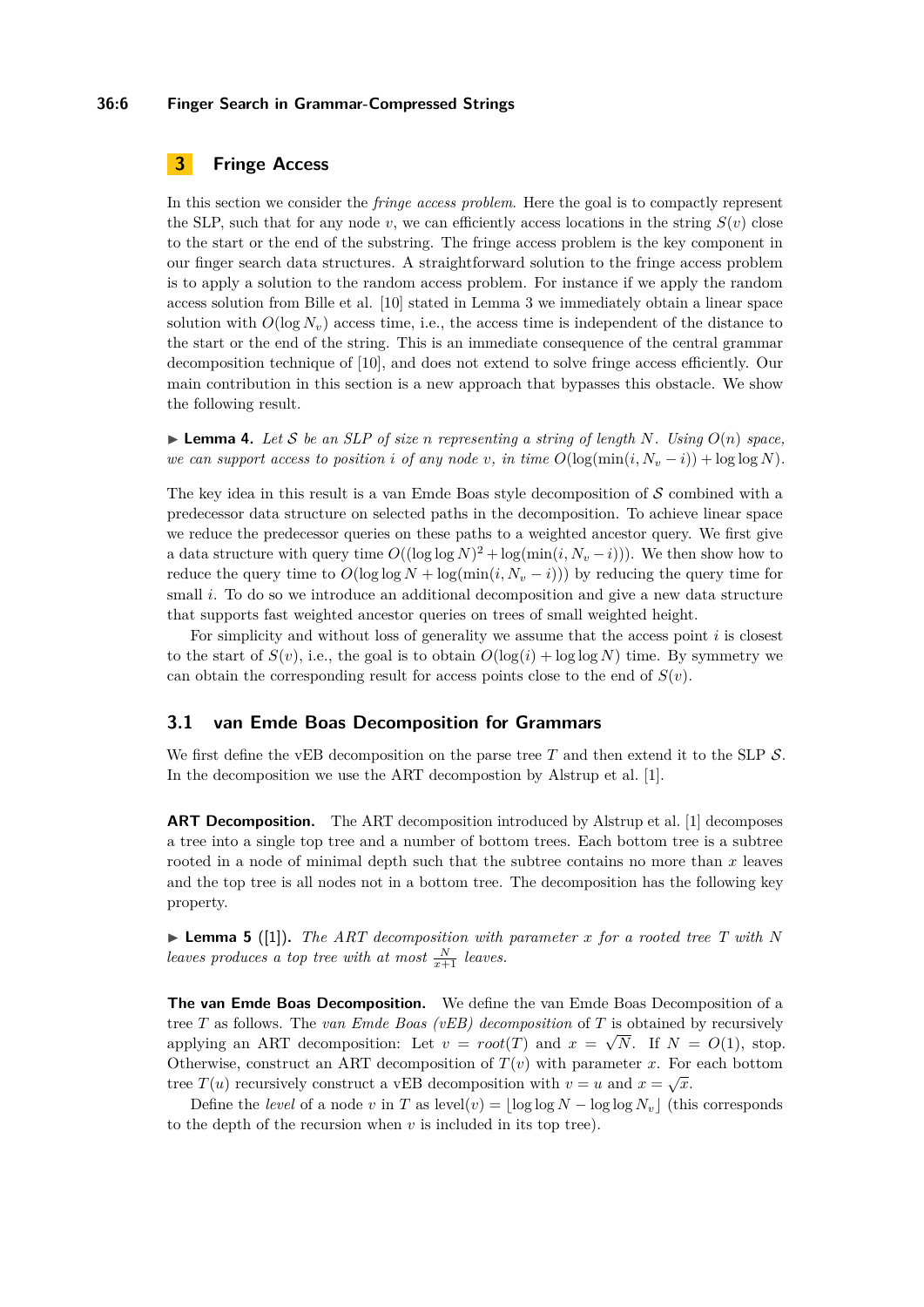## 3 Fringe Access

In this section we consider the *fringe access problem*. Here the goal is to compactly represent the SLP, such that for any node $v$, we can efficiently access locations in the string $S(v)$ close to the start or the end of the substring. The fringe access problem is the key component in our finger search data structures. A straightforward solution to the fringe access problem is to apply a solution to the random access problem. For instance if we apply the random access solution from Bille et al. [10] stated in Lemma 3 we immediately obtain a linear space solution with $O(\log N_v)$ access time, i.e., the access time is independent of the distance to the start or the end of the string. This is an immediate consequence of the central grammar decomposition technique of [10], and does not extend to solve fringe access efficiently. Our main contribution in this section is a new approach that bypasses this obstacle. We show the following result.

▶ **Lemma 4.** *Let $\mathcal{S}$ be an SLP of size $n$ representing a string of length $N$. Using $O(n)$ space, we can support access to position $i$ of any node $v$, in time $O(\log(\min(i, N_v - i)) + \log\log N)$.*

The key idea in this result is a van Emde Boas style decomposition of $\mathcal{S}$ combined with a predecessor data structure on selected paths in the decomposition. To achieve linear space we reduce the predecessor queries on these paths to a weighted ancestor query. We first give a data structure with query time $O((\log\log N)^2 + \log(\min(i, N_v - i)))$. We then show how to reduce the query time to $O(\log\log N + \log(\min(i, N_v - i)))$ by reducing the query time for small $i$. To do so we introduce an additional decomposition and give a new data structure that supports fast weighted ancestor queries on trees of small weighted height.

For simplicity and without loss of generality we assume that the access point $i$ is closest to the start of $S(v)$, i.e., the goal is to obtain $O(\log(i) + \log\log N)$ time. By symmetry we can obtain the corresponding result for access points close to the end of $S(v)$.

### 3.1 van Emde Boas Decomposition for Grammars

We first define the vEB decomposition on the parse tree $T$ and then extend it to the SLP $\mathcal{S}$. In the decomposition we use the ART decompostion by Alstrup et al. [1].

**ART Decomposition.** The ART decomposition introduced by Alstrup et al. [1] decomposes a tree into a single top tree and a number of bottom trees. Each bottom tree is a subtree rooted in a node of minimal depth such that the subtree contains no more than $x$ leaves and the top tree is all nodes not in a bottom tree. The decomposition has the following key property.

▶ **Lemma 5** ([1]). *The ART decomposition with parameter $x$ for a rooted tree $T$ with $N$ leaves produces a top tree with at most $\frac{N}{x+1}$ leaves.*

**The van Emde Boas Decomposition.** We define the van Emde Boas Decomposition of a tree $T$ as follows. The *van Emde Boas (vEB) decomposition* of $T$ is obtained by recursively applying an ART decomposition: Let $v = \mathit{root}(T)$ and $x = \sqrt{N}$. If $N = O(1)$, stop. Otherwise, construct an ART decomposition of $T(v)$ with parameter $x$. For each bottom tree $T(u)$ recursively construct a vEB decomposition with $v = u$ and $x = \sqrt{x}$.

Define the *level* of a node $v$ in $T$ as $\text{level}(v) = \lfloor \log\log N - \log\log N_v \rfloor$ (this corresponds to the depth of the recursion when $v$ is included in its top tree).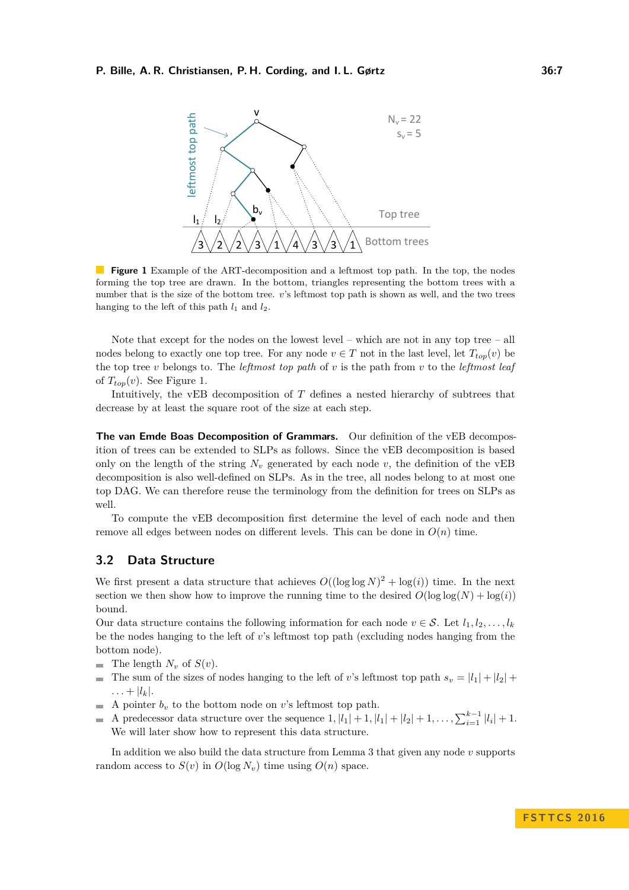**Figure 1** Example of the ART-decomposition and a leftmost top path. In the top, the nodes forming the top tree are drawn. In the bottom, triangles representing the bottom trees with a number that is the size of the bottom tree. $v$'s leftmost top path is shown as well, and the two trees hanging to the left of this path $l_1$ and $l_2$.

Note that except for the nodes on the lowest level – which are not in any top tree – all nodes belong to exactly one top tree. For any node $v \in T$ not in the last level, let $T_{top}(v)$ be the top tree $v$ belongs to. The *leftmost top path* of $v$ is the path from $v$ to the *leftmost leaf* of $T_{top}(v)$. See Figure 1.

Intuitively, the vEB decomposition of $T$ defines a nested hierarchy of subtrees that decrease by at least the square root of the size at each step.

**The van Emde Boas Decomposition of Grammars.** Our definition of the vEB decomposition of trees can be extended to SLPs as follows. Since the vEB decomposition is based only on the length of the string $N_v$ generated by each node $v$, the definition of the vEB decomposition is also well-defined on SLPs. As in the tree, all nodes belong to at most one top DAG. We can therefore reuse the terminology from the definition for trees on SLPs as well.

To compute the vEB decomposition first determine the level of each node and then remove all edges between nodes on different levels. This can be done in $O(n)$ time.

## 3.2 Data Structure

We first present a data structure that achieves $O((\log\log N)^2 + \log(i))$ time. In the next section we then show how to improve the running time to the desired $O(\log\log(N) + \log(i))$ bound.

Our data structure contains the following information for each node $v \in \mathcal{S}$. Let $l_1, l_2, \ldots, l_k$ be the nodes hanging to the left of $v$'s leftmost top path (excluding nodes hanging from the bottom node).

- The length $N_v$ of $S(v)$.
- The sum of the sizes of nodes hanging to the left of $v$'s leftmost top path $s_v = |l_1| + |l_2| + \ldots + |l_k|$.
- A pointer $b_v$ to the bottom node on $v$'s leftmost top path.
- A predecessor data structure over the sequence $1, |l_1| + 1, |l_1| + |l_2| + 1, \ldots, \sum_{i=1}^{k-1} |l_i| + 1$. We will later show how to represent this data structure.

In addition we also build the data structure from Lemma 3 that given any node $v$ supports random access to $S(v)$ in $O(\log N_v)$ time using $O(n)$ space.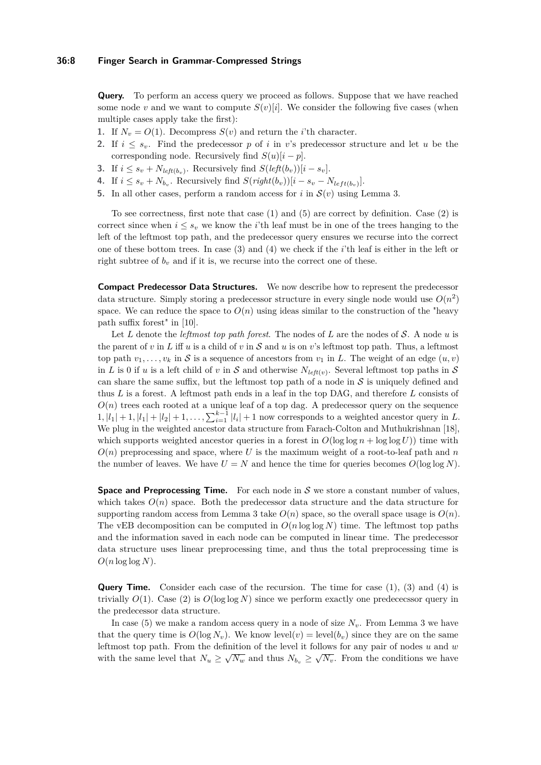**Query.** To perform an access query we proceed as follows. Suppose that we have reached some node $v$ and we want to compute $S(v)[i]$. We consider the following five cases (when multiple cases apply take the first):

1. If $N_v = O(1)$. Decompress $S(v)$ and return the $i$'th character.
2. If $i \leq s_v$. Find the predecessor $p$ of $i$ in $v$'s predecessor structure and let $u$ be the corresponding node. Recursively find $S(u)[i - p]$.
3. If $i \leq s_v + N_{left(b_v)}$. Recursively find $S(left(b_v))[i - s_v]$.
4. If $i \leq s_v + N_{b_v}$. Recursively find $S(right(b_v))[i - s_v - N_{left(b_v)}]$.
5. In all other cases, perform a random access for $i$ in $\mathcal{S}(v)$ using Lemma 3.

To see correctness, first note that case (1) and (5) are correct by definition. Case (2) is correct since when $i \leq s_v$ we know the $i$'th leaf must be in one of the trees hanging to the left of the leftmost top path, and the predecessor query ensures we recurse into the correct one of these bottom trees. In case (3) and (4) we check if the $i$'th leaf is either in the left or right subtree of $b_v$ and if it is, we recurse into the correct one of these.

**Compact Predecessor Data Structures.** We now describe how to represent the predecessor data structure. Simply storing a predecessor structure in every single node would use $O(n^2)$ space. We can reduce the space to $O(n)$ using ideas similar to the construction of the "heavy path suffix forest" in [10].

Let $L$ denote the *leftmost top path forest*. The nodes of $L$ are the nodes of $\mathcal{S}$. A node $u$ is the parent of $v$ in $L$ iff $u$ is a child of $v$ in $\mathcal{S}$ and $u$ is on $v$'s leftmost top path. Thus, a leftmost top path $v_1, \ldots, v_k$ in $\mathcal{S}$ is a sequence of ancestors from $v_1$ in $L$. The weight of an edge $(u, v)$ in $L$ is 0 if $u$ is a left child of $v$ in $\mathcal{S}$ and otherwise $N_{left(v)}$. Several leftmost top paths in $\mathcal{S}$ can share the same suffix, but the leftmost top path of a node in $\mathcal{S}$ is uniquely defined and thus $L$ is a forest. A leftmost path ends in a leaf in the top DAG, and therefore $L$ consists of $O(n)$ trees each rooted at a unique leaf of a top dag. A predecessor query on the sequence $1, |l_1| + 1, |l_1| + |l_2| + 1, \ldots, \sum_{i=1}^{k-1} |l_i| + 1$ now corresponds to a weighted ancestor query in $L$. We plug in the weighted ancestor data structure from Farach-Colton and Muthukrishnan [18], which supports weighted ancestor queries in a forest in $O(\log \log n + \log \log U))$ time with $O(n)$ preprocessing and space, where $U$ is the maximum weight of a root-to-leaf path and $n$ the number of leaves. We have $U = N$ and hence the time for queries becomes $O(\log \log N)$.

**Space and Preprocessing Time.** For each node in $\mathcal{S}$ we store a constant number of values, which takes $O(n)$ space. Both the predecessor data structure and the data structure for supporting random access from Lemma 3 take $O(n)$ space, so the overall space usage is $O(n)$. The vEB decomposition can be computed in $O(n \log \log N)$ time. The leftmost top paths and the information saved in each node can be computed in linear time. The predecessor data structure uses linear preprocessing time, and thus the total preprocessing time is $O(n \log \log N)$.

**Query Time.** Consider each case of the recursion. The time for case (1), (3) and (4) is trivially $O(1)$. Case (2) is $O(\log \log N)$ since we perform exactly one predececssor query in the predecessor data structure.

In case (5) we make a random access query in a node of size $N_v$. From Lemma 3 we have that the query time is $O(\log N_v)$. We know $\text{level}(v) = \text{level}(b_v)$ since they are on the same leftmost top path. From the definition of the level it follows for any pair of nodes $u$ and $w$ with the same level that $N_u \geq \sqrt{N_w}$ and thus $N_{b_v} \geq \sqrt{N_v}$. From the conditions we have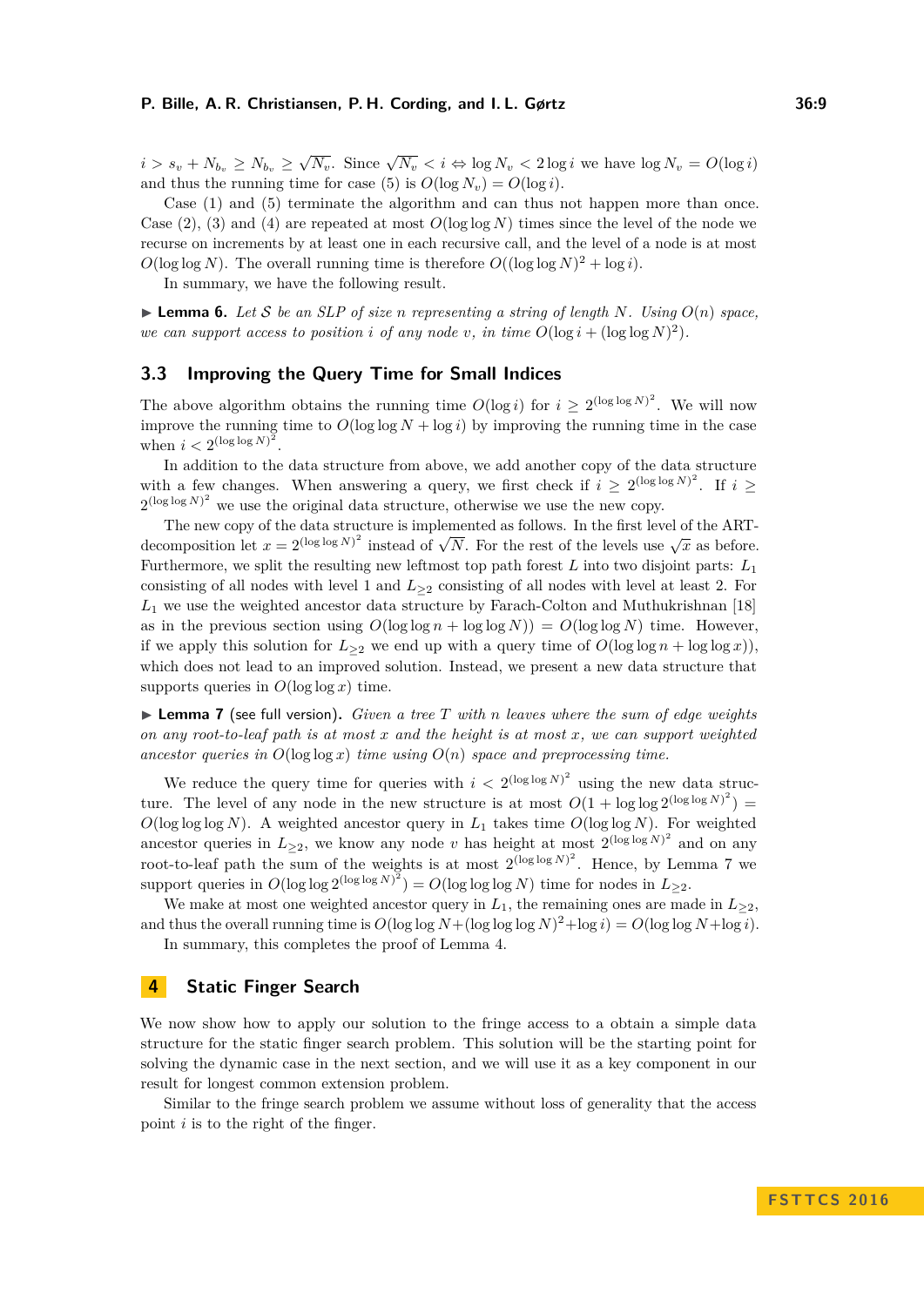$i > s_v + N_{b_v} \geq N_{b_v} \geq \sqrt{N_v}$. Since $\sqrt{N_v} < i \Leftrightarrow \log N_v < 2\log i$ we have $\log N_v = O(\log i)$ and thus the running time for case (5) is $O(\log N_v) = O(\log i)$.

Case (1) and (5) terminate the algorithm and can thus not happen more than once. Case (2), (3) and (4) are repeated at most $O(\log\log N)$ times since the level of the node we recurse on increments by at least one in each recursive call, and the level of a node is at most $O(\log\log N)$. The overall running time is therefore $O((\log\log N)^2 + \log i)$.

In summary, we have the following result.

▶ **Lemma 6.** *Let $\mathcal{S}$ be an SLP of size $n$ representing a string of length $N$. Using $O(n)$ space, we can support access to position $i$ of any node $v$, in time $O(\log i + (\log\log N)^2)$.*

## 3.3 Improving the Query Time for Small Indices

The above algorithm obtains the running time $O(\log i)$ for $i \geq 2^{(\log\log N)^2}$. We will now improve the running time to $O(\log\log N + \log i)$ by improving the running time in the case when $i < 2^{(\log\log N)^2}$.

In addition to the data structure from above, we add another copy of the data structure with a few changes. When answering a query, we first check if $i \geq 2^{(\log\log N)^2}$. If $i \geq 2^{(\log\log N)^2}$ we use the original data structure, otherwise we use the new copy.

The new copy of the data structure is implemented as follows. In the first level of the ART-decomposition let $x = 2^{(\log\log N)^2}$ instead of $\sqrt{N}$. For the rest of the levels use $\sqrt{x}$ as before. Furthermore, we split the resulting new leftmost top path forest $L$ into two disjoint parts: $L_1$ consisting of all nodes with level 1 and $L_{\geq 2}$ consisting of all nodes with level at least 2. For $L_1$ we use the weighted ancestor data structure by Farach-Colton and Muthukrishnan [18] as in the previous section using $O(\log\log n + \log\log N)) = O(\log\log N)$ time. However, if we apply this solution for $L_{\geq 2}$ we end up with a query time of $O(\log\log n + \log\log x))$, which does not lead to an improved solution. Instead, we present a new data structure that supports queries in $O(\log\log x)$ time.

▶ **Lemma 7** (see full version). *Given a tree $T$ with $n$ leaves where the sum of edge weights on any root-to-leaf path is at most $x$ and the height is at most $x$, we can support weighted ancestor queries in $O(\log\log x)$ time using $O(n)$ space and preprocessing time.*

We reduce the query time for queries with $i < 2^{(\log\log N)^2}$ using the new data structure. The level of any node in the new structure is at most $O(1 + \log\log 2^{(\log\log N)^2}) = O(\log\log\log N)$. A weighted ancestor query in $L_1$ takes time $O(\log\log N)$. For weighted ancestor queries in $L_{\geq 2}$, we know any node $v$ has height at most $2^{(\log\log N)^2}$ and on any root-to-leaf path the sum of the weights is at most $2^{(\log\log N)^2}$. Hence, by Lemma 7 we support queries in $O(\log\log 2^{(\log\log N)^2}) = O(\log\log\log N)$ time for nodes in $L_{\geq 2}$.

We make at most one weighted ancestor query in $L_1$, the remaining ones are made in $L_{\geq 2}$, and thus the overall running time is $O(\log\log N + (\log\log\log N)^2 + \log i) = O(\log\log N + \log i)$.

In summary, this completes the proof of Lemma 4.

# 4 Static Finger Search

We now show how to apply our solution to the fringe access to a obtain a simple data structure for the static finger search problem. This solution will be the starting point for solving the dynamic case in the next section, and we will use it as a key component in our result for longest common extension problem.

Similar to the fringe search problem we assume without loss of generality that the access point $i$ is to the right of the finger.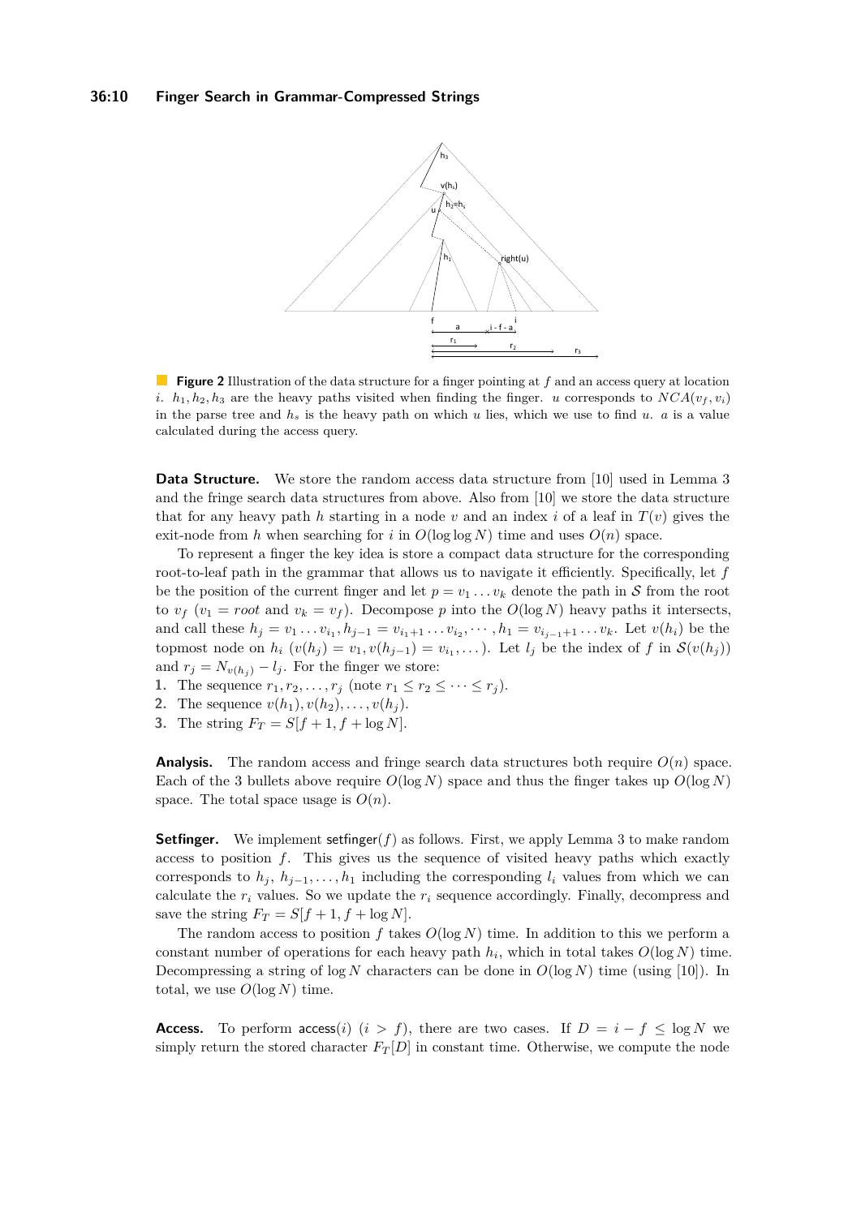**Figure 2** Illustration of the data structure for a finger pointing at $f$ and an access query at location $i$. $h_1, h_2, h_3$ are the heavy paths visited when finding the finger. $u$ corresponds to $NCA(v_f, v_i)$ in the parse tree and $h_s$ is the heavy path on which $u$ lies, which we use to find $u$. $a$ is a value calculated during the access query.

**Data Structure.** We store the random access data structure from [10] used in Lemma 3 and the fringe search data structures from above. Also from [10] we store the data structure that for any heavy path $h$ starting in a node $v$ and an index $i$ of a leaf in $T(v)$ gives the exit-node from $h$ when searching for $i$ in $O(\log \log N)$ time and uses $O(n)$ space.

To represent a finger the key idea is store a compact data structure for the corresponding root-to-leaf path in the grammar that allows us to navigate it efficiently. Specifically, let $f$ be the position of the current finger and let $p = v_1 \dots v_k$ denote the path in $\mathcal{S}$ from the root to $v_f$ ($v_1 = root$ and $v_k = v_f$). Decompose $p$ into the $O(\log N)$ heavy paths it intersects, and call these $h_j = v_1 \dots v_{i_1}, h_{j-1} = v_{i_1+1} \dots v_{i_2}, \cdots, h_1 = v_{i_{j-1}+1} \dots v_k$. Let $v(h_i)$ be the topmost node on $h_i$ ($v(h_j) = v_1, v(h_{j-1}) = v_{i_1}, \dots$). Let $l_j$ be the index of $f$ in $\mathcal{S}(v(h_j))$ and $r_j = N_{v(h_j)} - l_j$. For the finger we store:

1. The sequence $r_1, r_2, \dots, r_j$ (note $r_1 \leq r_2 \leq \cdots \leq r_j$).
2. The sequence $v(h_1), v(h_2), \dots, v(h_j)$.
3. The string $F_T = S[f+1, f+\log N]$.

**Analysis.** The random access and fringe search data structures both require $O(n)$ space. Each of the 3 bullets above require $O(\log N)$ space and thus the finger takes up $O(\log N)$ space. The total space usage is $O(n)$.

**Setfinger.** We implement setfinger($f$) as follows. First, we apply Lemma 3 to make random access to position $f$. This gives us the sequence of visited heavy paths which exactly corresponds to $h_j$, $h_{j-1}, \dots, h_1$ including the corresponding $l_i$ values from which we can calculate the $r_i$ values. So we update the $r_i$ sequence accordingly. Finally, decompress and save the string $F_T = S[f+1, f+\log N]$.

The random access to position $f$ takes $O(\log N)$ time. In addition to this we perform a constant number of operations for each heavy path $h_i$, which in total takes $O(\log N)$ time. Decompressing a string of $\log N$ characters can be done in $O(\log N)$ time (using [10]). In total, we use $O(\log N)$ time.

**Access.** To perform access($i$) ($i > f$), there are two cases. If $D = i - f \leq \log N$ we simply return the stored character $F_T[D]$ in constant time. Otherwise, we compute the node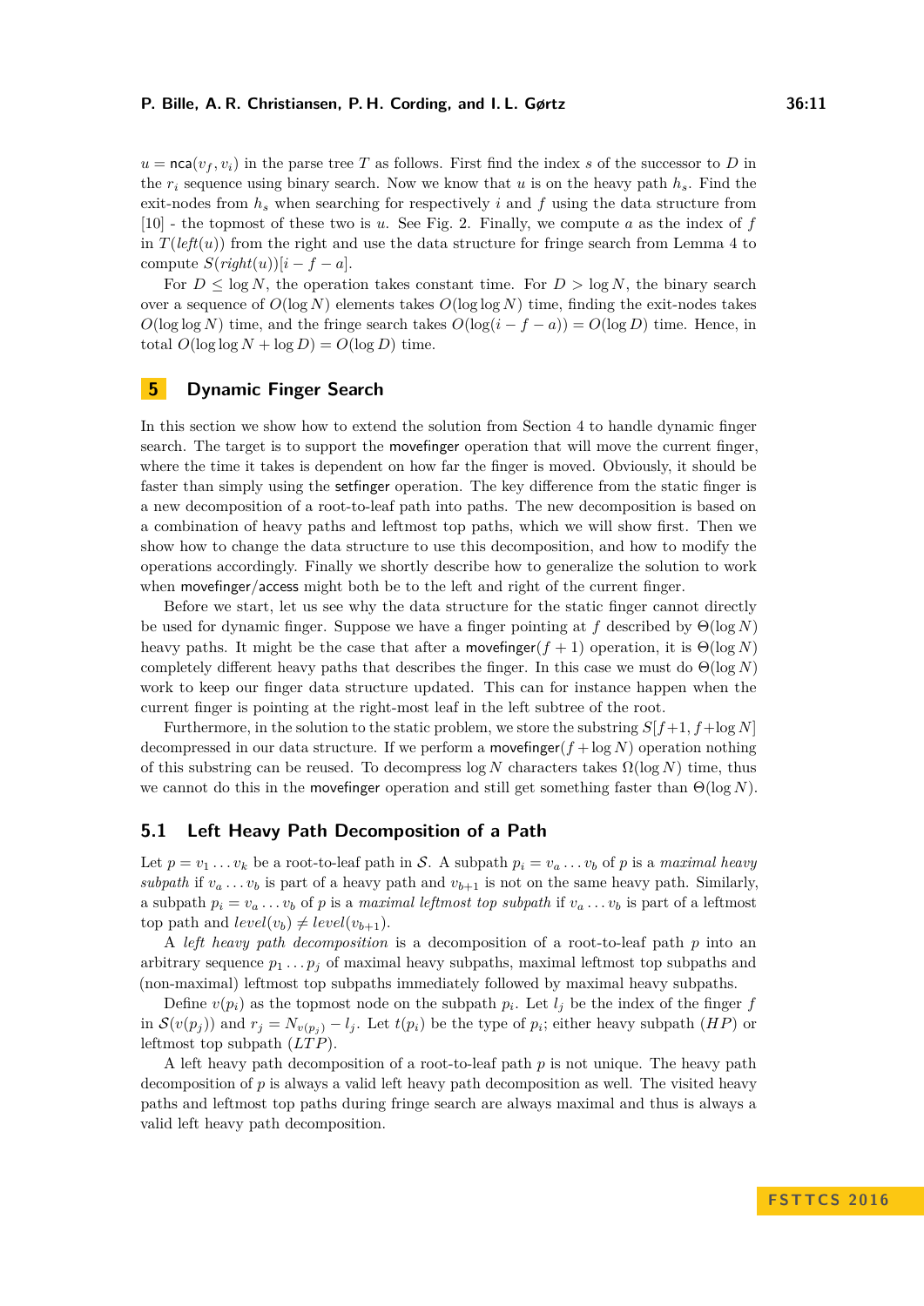$u = \mathsf{nca}(v_f, v_i)$ in the parse tree $T$ as follows. First find the index $s$ of the successor to $D$ in the $r_i$ sequence using binary search. Now we know that $u$ is on the heavy path $h_s$. Find the exit-nodes from $h_s$ when searching for respectively $i$ and $f$ using the data structure from [10] - the topmost of these two is $u$. See Fig. 2. Finally, we compute $a$ as the index of $f$ in $T(\mathit{left}(u))$ from the right and use the data structure for fringe search from Lemma 4 to compute $S(\mathit{right}(u))[i - f - a]$.

For $D \leq \log N$, the operation takes constant time. For $D > \log N$, the binary search over a sequence of $O(\log N)$ elements takes $O(\log \log N)$ time, finding the exit-nodes takes $O(\log \log N)$ time, and the fringe search takes $O(\log(i - f - a)) = O(\log D)$ time. Hence, in total $O(\log \log N + \log D) = O(\log D)$ time.

# 5 Dynamic Finger Search

In this section we show how to extend the solution from Section 4 to handle dynamic finger search. The target is to support the movefinger operation that will move the current finger, where the time it takes is dependent on how far the finger is moved. Obviously, it should be faster than simply using the setfinger operation. The key difference from the static finger is a new decomposition of a root-to-leaf path into paths. The new decomposition is based on a combination of heavy paths and leftmost top paths, which we will show first. Then we show how to change the data structure to use this decomposition, and how to modify the operations accordingly. Finally we shortly describe how to generalize the solution to work when movefinger/access might both be to the left and right of the current finger.

Before we start, let us see why the data structure for the static finger cannot directly be used for dynamic finger. Suppose we have a finger pointing at $f$ described by $\Theta(\log N)$ heavy paths. It might be the case that after a movefinger$(f + 1)$ operation, it is $\Theta(\log N)$ completely different heavy paths that describes the finger. In this case we must do $\Theta(\log N)$ work to keep our finger data structure updated. This can for instance happen when the current finger is pointing at the right-most leaf in the left subtree of the root.

Furthermore, in the solution to the static problem, we store the substring $S[f+1, f+\log N]$ decompressed in our data structure. If we perform a movefinger$(f + \log N)$ operation nothing of this substring can be reused. To decompress $\log N$ characters takes $\Omega(\log N)$ time, thus we cannot do this in the movefinger operation and still get something faster than $\Theta(\log N)$.

## 5.1 Left Heavy Path Decomposition of a Path

Let $p = v_1 \dots v_k$ be a root-to-leaf path in $\mathcal{S}$. A subpath $p_i = v_a \dots v_b$ of $p$ is a *maximal heavy subpath* if $v_a \dots v_b$ is part of a heavy path and $v_{b+1}$ is not on the same heavy path. Similarly, a subpath $p_i = v_a \dots v_b$ of $p$ is a *maximal leftmost top subpath* if $v_a \dots v_b$ is part of a leftmost top path and $\mathit{level}(v_b) \neq \mathit{level}(v_{b+1})$.

A *left heavy path decomposition* is a decomposition of a root-to-leaf path $p$ into an arbitrary sequence $p_1 \dots p_j$ of maximal heavy subpaths, maximal leftmost top subpaths and (non-maximal) leftmost top subpaths immediately followed by maximal heavy subpaths.

Define $v(p_i)$ as the topmost node on the subpath $p_i$. Let $l_j$ be the index of the finger $f$ in $\mathcal{S}(v(p_j))$ and $r_j = N_{v(p_j)} - l_j$. Let $t(p_i)$ be the type of $p_i$; either heavy subpath ($HP$) or leftmost top subpath ($LTP$).

A left heavy path decomposition of a root-to-leaf path $p$ is not unique. The heavy path decomposition of $p$ is always a valid left heavy path decomposition as well. The visited heavy paths and leftmost top paths during fringe search are always maximal and thus is always a valid left heavy path decomposition.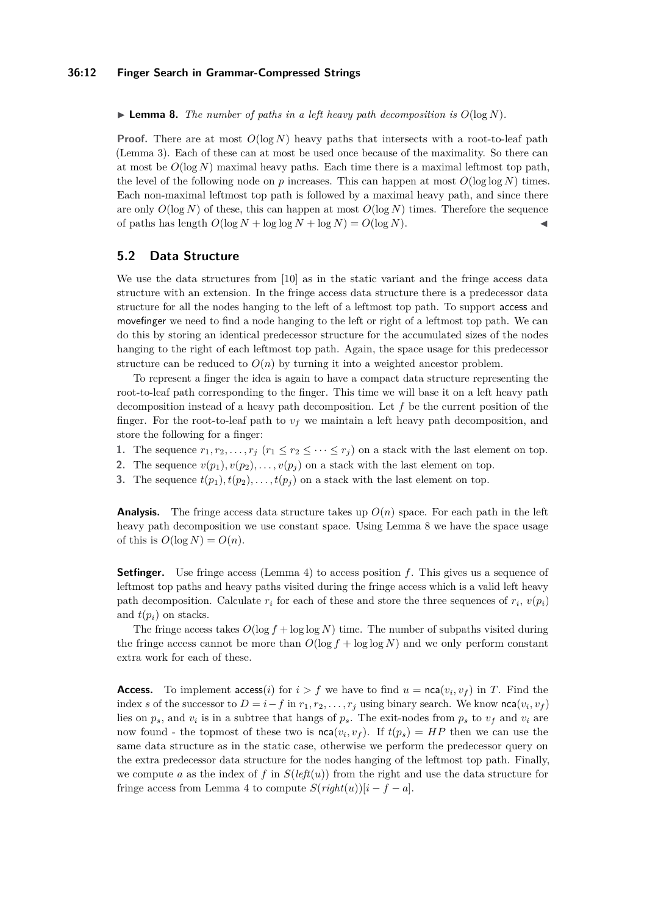▶ **Lemma 8.** *The number of paths in a left heavy path decomposition is $O(\log N)$.*

**Proof.** There are at most $O(\log N)$ heavy paths that intersects with a root-to-leaf path (Lemma 3). Each of these can at most be used once because of the maximality. So there can at most be $O(\log N)$ maximal heavy paths. Each time there is a maximal leftmost top path, the level of the following node on $p$ increases. This can happen at most $O(\log \log N)$ times. Each non-maximal leftmost top path is followed by a maximal heavy path, and since there are only $O(\log N)$ of these, this can happen at most $O(\log N)$ times. Therefore the sequence of paths has length $O(\log N + \log \log N + \log N) = O(\log N)$. ◀

## 5.2 Data Structure

We use the data structures from [10] as in the static variant and the fringe access data structure with an extension. In the fringe access data structure there is a predecessor data structure for all the nodes hanging to the left of a leftmost top path. To support access and movefinger we need to find a node hanging to the left or right of a leftmost top path. We can do this by storing an identical predecessor structure for the accumulated sizes of the nodes hanging to the right of each leftmost top path. Again, the space usage for this predecessor structure can be reduced to $O(n)$ by turning it into a weighted ancestor problem.

To represent a finger the idea is again to have a compact data structure representing the root-to-leaf path corresponding to the finger. This time we will base it on a left heavy path decomposition instead of a heavy path decomposition. Let $f$ be the current position of the finger. For the root-to-leaf path to $v_f$ we maintain a left heavy path decomposition, and store the following for a finger:

1. The sequence $r_1, r_2, \ldots, r_j$ ($r_1 \leq r_2 \leq \cdots \leq r_j$) on a stack with the last element on top.
2. The sequence $v(p_1), v(p_2), \ldots, v(p_j)$ on a stack with the last element on top.
3. The sequence $t(p_1), t(p_2), \ldots, t(p_j)$ on a stack with the last element on top.

**Analysis.** The fringe access data structure takes up $O(n)$ space. For each path in the left heavy path decomposition we use constant space. Using Lemma 8 we have the space usage of this is $O(\log N) = O(n)$.

**Setfinger.** Use fringe access (Lemma 4) to access position $f$. This gives us a sequence of leftmost top paths and heavy paths visited during the fringe access which is a valid left heavy path decomposition. Calculate $r_i$ for each of these and store the three sequences of $r_i$, $v(p_i)$ and $t(p_i)$ on stacks.

The fringe access takes $O(\log f + \log \log N)$ time. The number of subpaths visited during the fringe access cannot be more than $O(\log f + \log \log N)$ and we only perform constant extra work for each of these.

**Access.** To implement access$(i)$ for $i > f$ we have to find $u = \mathsf{nca}(v_i, v_f)$ in $T$. Find the index $s$ of the successor to $D = i - f$ in $r_1, r_2, \ldots, r_j$ using binary search. We know $\mathsf{nca}(v_i, v_f)$ lies on $p_s$, and $v_i$ is in a subtree that hangs of $p_s$. The exit-nodes from $p_s$ to $v_f$ and $v_i$ are now found - the topmost of these two is $\mathsf{nca}(v_i, v_f)$. If $t(p_s) = HP$ then we can use the same data structure as in the static case, otherwise we perform the predecessor query on the extra predecessor data structure for the nodes hanging of the leftmost top path. Finally, we compute $a$ as the index of $f$ in $S(\mathit{left}(u))$ from the right and use the data structure for fringe access from Lemma 4 to compute $S(\mathit{right}(u))[i - f - a]$.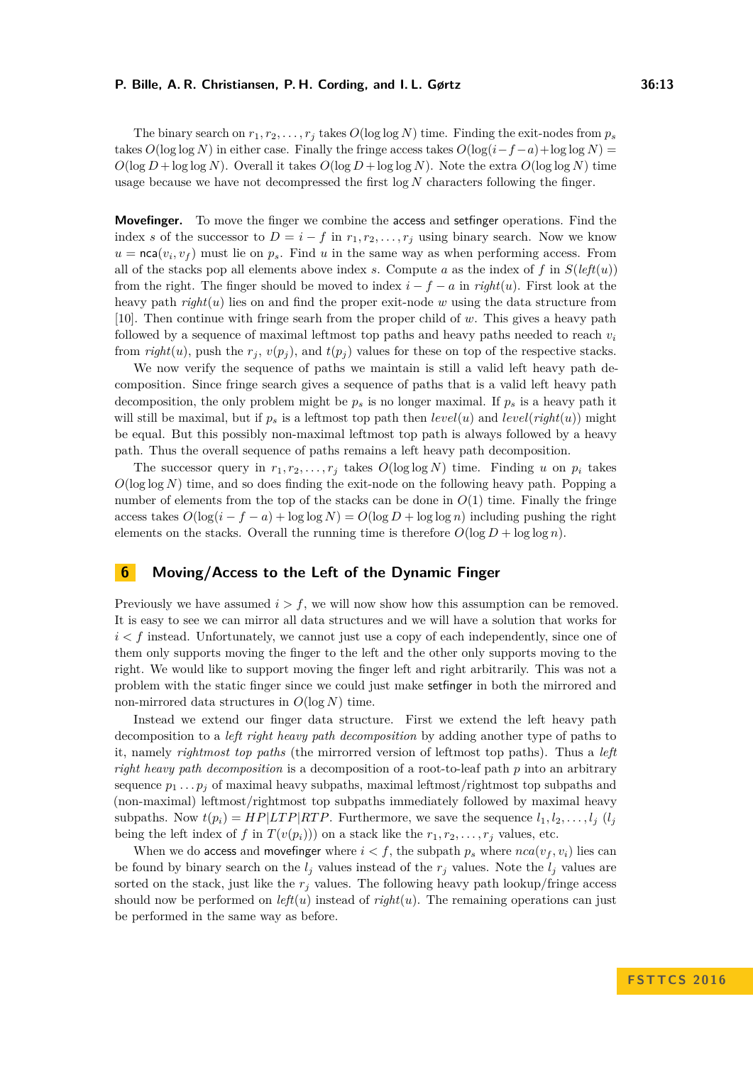The binary search on $r_1, r_2, \ldots, r_j$ takes $O(\log \log N)$ time. Finding the exit-nodes from $p_s$ takes $O(\log \log N)$ in either case. Finally the fringe access takes $O(\log(i-f-a)+\log \log N) = O(\log D + \log \log N)$. Overall it takes $O(\log D + \log \log N)$. Note the extra $O(\log \log N)$ time usage because we have not decompressed the first $\log N$ characters following the finger.

**Movefinger.** To move the finger we combine the access and setfinger operations. Find the index $s$ of the successor to $D = i - f$ in $r_1, r_2, \ldots, r_j$ using binary search. Now we know $u = \mathsf{nca}(v_i, v_f)$ must lie on $p_s$. Find $u$ in the same way as when performing access. From all of the stacks pop all elements above index $s$. Compute $a$ as the index of $f$ in $S(\mathit{left}(u))$ from the right. The finger should be moved to index $i - f - a$ in $\mathit{right}(u)$. First look at the heavy path $\mathit{right}(u)$ lies on and find the proper exit-node $w$ using the data structure from [10]. Then continue with fringe searh from the proper child of $w$. This gives a heavy path followed by a sequence of maximal leftmost top paths and heavy paths needed to reach $v_i$ from $\mathit{right}(u)$, push the $r_j$, $v(p_j)$, and $t(p_j)$ values for these on top of the respective stacks.

We now verify the sequence of paths we maintain is still a valid left heavy path decomposition. Since fringe search gives a sequence of paths that is a valid left heavy path decomposition, the only problem might be $p_s$ is no longer maximal. If $p_s$ is a heavy path it will still be maximal, but if $p_s$ is a leftmost top path then $\mathit{level}(u)$ and $\mathit{level}(\mathit{right}(u))$ might be equal. But this possibly non-maximal leftmost top path is always followed by a heavy path. Thus the overall sequence of paths remains a left heavy path decomposition.

The successor query in $r_1, r_2, \ldots, r_j$ takes $O(\log \log N)$ time. Finding $u$ on $p_i$ takes $O(\log \log N)$ time, and so does finding the exit-node on the following heavy path. Popping a number of elements from the top of the stacks can be done in $O(1)$ time. Finally the fringe access takes $O(\log(i - f - a) + \log \log N) = O(\log D + \log \log n)$ including pushing the right elements on the stacks. Overall the running time is therefore $O(\log D + \log \log n)$.

## 6 Moving/Access to the Left of the Dynamic Finger

Previously we have assumed $i > f$, we will now show how this assumption can be removed. It is easy to see we can mirror all data structures and we will have a solution that works for $i < f$ instead. Unfortunately, we cannot just use a copy of each independently, since one of them only supports moving the finger to the left and the other only supports moving to the right. We would like to support moving the finger left and right arbitrarily. This was not a problem with the static finger since we could just make setfinger in both the mirrored and non-mirrored data structures in $O(\log N)$ time.

Instead we extend our finger data structure. First we extend the left heavy path decomposition to a *left right heavy path decomposition* by adding another type of paths to it, namely *rightmost top paths* (the mirrored version of leftmost top paths). Thus a *left right heavy path decomposition* is a decomposition of a root-to-leaf path $p$ into an arbitrary sequence $p_1 \ldots p_j$ of maximal heavy subpaths, maximal leftmost/rightmost top subpaths and (non-maximal) leftmost/rightmost top subpaths immediately followed by maximal heavy subpaths. Now $t(p_i) = HP|LTP|RTP$. Furthermore, we save the sequence $l_1, l_2, \ldots, l_j$ ($l_j$ being the left index of $f$ in $T(v(p_i))$) on a stack like the $r_1, r_2, \ldots, r_j$ values, etc.

When we do access and movefinger where $i < f$, the subpath $p_s$ where $nca(v_f, v_i)$ lies can be found by binary search on the $l_j$ values instead of the $r_j$ values. Note the $l_j$ values are sorted on the stack, just like the $r_j$ values. The following heavy path lookup/fringe access should now be performed on $\mathit{left}(u)$ instead of $\mathit{right}(u)$. The remaining operations can just be performed in the same way as before.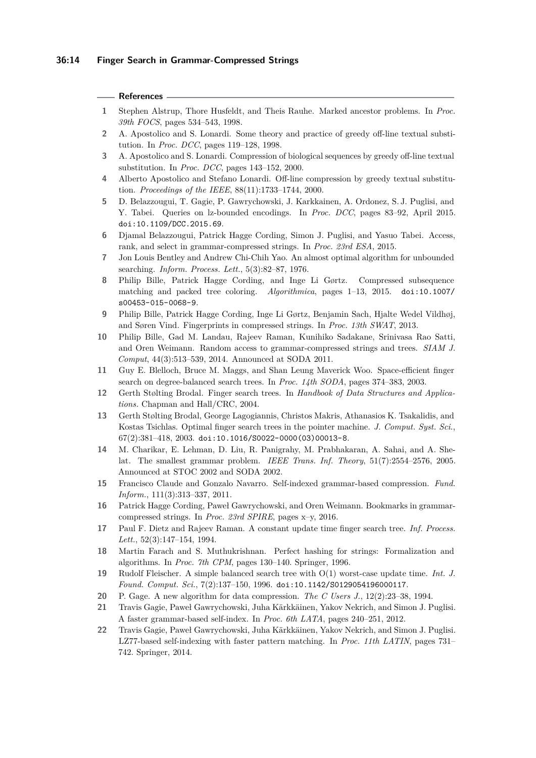## References

1. Stephen Alstrup, Thore Husfeldt, and Theis Rauhe. Marked ancestor problems. In *Proc. 39th FOCS*, pages 534–543, 1998.
2. A. Apostolico and S. Lonardi. Some theory and practice of greedy off-line textual substitution. In *Proc. DCC*, pages 119–128, 1998.
3. A. Apostolico and S. Lonardi. Compression of biological sequences by greedy off-line textual substitution. In *Proc. DCC*, pages 143–152, 2000.
4. Alberto Apostolico and Stefano Lonardi. Off-line compression by greedy textual substitution. *Proceedings of the IEEE*, 88(11):1733–1744, 2000.
5. D. Belazzougui, T. Gagie, P. Gawrychowski, J. Karkkainen, A. Ordonez, S. J. Puglisi, and Y. Tabei. Queries on lz-bounded encodings. In *Proc. DCC*, pages 83–92, April 2015. doi:10.1109/DCC.2015.69.
6. Djamal Belazzougui, Patrick Hagge Cording, Simon J. Puglisi, and Yasuo Tabei. Access, rank, and select in grammar-compressed strings. In *Proc. 23rd ESA*, 2015.
7. Jon Louis Bentley and Andrew Chi-Chih Yao. An almost optimal algorithm for unbounded searching. *Inform. Process. Lett.*, 5(3):82–87, 1976.
8. Philip Bille, Patrick Hagge Cording, and Inge Li Gørtz. Compressed subsequence matching and packed tree coloring. *Algorithmica*, pages 1–13, 2015. doi:10.1007/s00453-015-0068-9.
9. Philip Bille, Patrick Hagge Cording, Inge Li Gørtz, Benjamin Sach, Hjalte Wedel Vildhøj, and Søren Vind. Fingerprints in compressed strings. In *Proc. 13th SWAT*, 2013.
10. Philip Bille, Gad M. Landau, Rajeev Raman, Kunihiko Sadakane, Srinivasa Rao Satti, and Oren Weimann. Random access to grammar-compressed strings and trees. *SIAM J. Comput*, 44(3):513–539, 2014. Announced at SODA 2011.
11. Guy E. Blelloch, Bruce M. Maggs, and Shan Leung Maverick Woo. Space-efficient finger search on degree-balanced search trees. In *Proc. 14th SODA*, pages 374–383, 2003.
12. Gerth Stølting Brodal. Finger search trees. In *Handbook of Data Structures and Applications.* Chapman and Hall/CRC, 2004.
13. Gerth Stølting Brodal, George Lagogiannis, Christos Makris, Athanasios K. Tsakalidis, and Kostas Tsichlas. Optimal finger search trees in the pointer machine. *J. Comput. Syst. Sci.*, 67(2):381–418, 2003. doi:10.1016/S0022-0000(03)00013-8.
14. M. Charikar, E. Lehman, D. Liu, R. Panigrahy, M. Prabhakaran, A. Sahai, and A. Shelat. The smallest grammar problem. *IEEE Trans. Inf. Theory*, 51(7):2554–2576, 2005. Announced at STOC 2002 and SODA 2002.
15. Francisco Claude and Gonzalo Navarro. Self-indexed grammar-based compression. *Fund. Inform.*, 111(3):313–337, 2011.
16. Patrick Hagge Cording, Paweł Gawrychowski, and Oren Weimann. Bookmarks in grammar-compressed strings. In *Proc. 23rd SPIRE*, pages x–y, 2016.
17. Paul F. Dietz and Rajeev Raman. A constant update time finger search tree. *Inf. Process. Lett.*, 52(3):147–154, 1994.
18. Martin Farach and S. Muthukrishnan. Perfect hashing for strings: Formalization and algorithms. In *Proc. 7th CPM*, pages 130–140. Springer, 1996.
19. Rudolf Fleischer. A simple balanced search tree with O(1) worst-case update time. *Int. J. Found. Comput. Sci.*, 7(2):137–150, 1996. doi:10.1142/S0129054196000117.
20. P. Gage. A new algorithm for data compression. *The C Users J.*, 12(2):23–38, 1994.
21. Travis Gagie, Paweł Gawrychowski, Juha Kärkkäinen, Yakov Nekrich, and Simon J. Puglisi. A faster grammar-based self-index. In *Proc. 6th LATA*, pages 240–251, 2012.
22. Travis Gagie, Paweł Gawrychowski, Juha Kärkkäinen, Yakov Nekrich, and Simon J. Puglisi. LZ77-based self-indexing with faster pattern matching. In *Proc. 11th LATIN*, pages 731–742. Springer, 2014.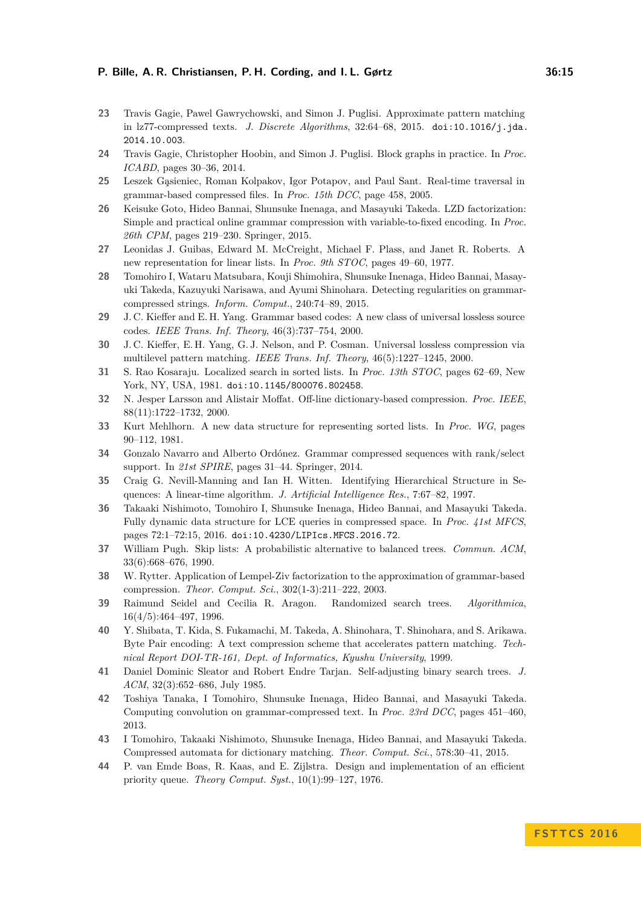23 Travis Gagie, Pawel Gawrychowski, and Simon J. Puglisi. Approximate pattern matching in lz77-compressed texts. *J. Discrete Algorithms*, 32:64–68, 2015. doi:10.1016/j.jda.2014.10.003.

24 Travis Gagie, Christopher Hoobin, and Simon J. Puglisi. Block graphs in practice. In *Proc. ICABD*, pages 30–36, 2014.

25 Leszek Gąsieniec, Roman Kolpakov, Igor Potapov, and Paul Sant. Real-time traversal in grammar-based compressed files. In *Proc. 15th DCC*, page 458, 2005.

26 Keisuke Goto, Hideo Bannai, Shunsuke Inenaga, and Masayuki Takeda. LZD factorization: Simple and practical online grammar compression with variable-to-fixed encoding. In *Proc. 26th CPM*, pages 219–230. Springer, 2015.

27 Leonidas J. Guibas, Edward M. McCreight, Michael F. Plass, and Janet R. Roberts. A new representation for linear lists. In *Proc. 9th STOC*, pages 49–60, 1977.

28 Tomohiro I, Wataru Matsubara, Kouji Shimohira, Shunsuke Inenaga, Hideo Bannai, Masayuki Takeda, Kazuyuki Narisawa, and Ayumi Shinohara. Detecting regularities on grammar-compressed strings. *Inform. Comput.*, 240:74–89, 2015.

29 J. C. Kieffer and E. H. Yang. Grammar based codes: A new class of universal lossless source codes. *IEEE Trans. Inf. Theory*, 46(3):737–754, 2000.

30 J. C. Kieffer, E. H. Yang, G. J. Nelson, and P. Cosman. Universal lossless compression via multilevel pattern matching. *IEEE Trans. Inf. Theory*, 46(5):1227–1245, 2000.

31 S. Rao Kosaraju. Localized search in sorted lists. In *Proc. 13th STOC*, pages 62–69, New York, NY, USA, 1981. doi:10.1145/800076.802458.

32 N. Jesper Larsson and Alistair Moffat. Off-line dictionary-based compression. *Proc. IEEE*, 88(11):1722–1732, 2000.

33 Kurt Mehlhorn. A new data structure for representing sorted lists. In *Proc. WG*, pages 90–112, 1981.

34 Gonzalo Navarro and Alberto Ordónez. Grammar compressed sequences with rank/select support. In *21st SPIRE*, pages 31–44. Springer, 2014.

35 Craig G. Nevill-Manning and Ian H. Witten. Identifying Hierarchical Structure in Sequences: A linear-time algorithm. *J. Artificial Intelligence Res.*, 7:67–82, 1997.

36 Takaaki Nishimoto, Tomohiro I, Shunsuke Inenaga, Hideo Bannai, and Masayuki Takeda. Fully dynamic data structure for LCE queries in compressed space. In *Proc. 41st MFCS*, pages 72:1–72:15, 2016. doi:10.4230/LIPIcs.MFCS.2016.72.

37 William Pugh. Skip lists: A probabilistic alternative to balanced trees. *Commun. ACM*, 33(6):668–676, 1990.

38 W. Rytter. Application of Lempel-Ziv factorization to the approximation of grammar-based compression. *Theor. Comput. Sci.*, 302(1-3):211–222, 2003.

39 Raimund Seidel and Cecilia R. Aragon. Randomized search trees. *Algorithmica*, 16(4/5):464–497, 1996.

40 Y. Shibata, T. Kida, S. Fukamachi, M. Takeda, A. Shinohara, T. Shinohara, and S. Arikawa. Byte Pair encoding: A text compression scheme that accelerates pattern matching. *Technical Report DOI-TR-161, Dept. of Informatics, Kyushu University*, 1999.

41 Daniel Dominic Sleator and Robert Endre Tarjan. Self-adjusting binary search trees. *J. ACM*, 32(3):652–686, July 1985.

42 Toshiya Tanaka, I Tomohiro, Shunsuke Inenaga, Hideo Bannai, and Masayuki Takeda. Computing convolution on grammar-compressed text. In *Proc. 23rd DCC*, pages 451–460, 2013.

43 I Tomohiro, Takaaki Nishimoto, Shunsuke Inenaga, Hideo Bannai, and Masayuki Takeda. Compressed automata for dictionary matching. *Theor. Comput. Sci.*, 578:30–41, 2015.

44 P. van Emde Boas, R. Kaas, and E. Zijlstra. Design and implementation of an efficient priority queue. *Theory Comput. Syst.*, 10(1):99–127, 1976.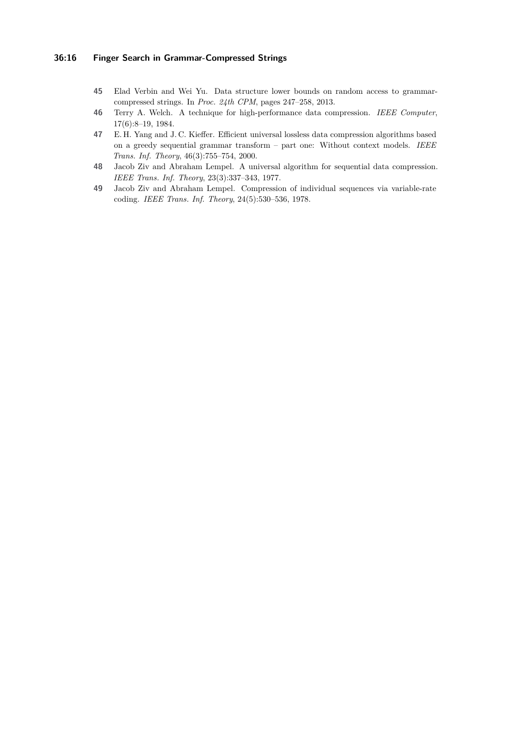45 Elad Verbin and Wei Yu. Data structure lower bounds on random access to grammar-compressed strings. In *Proc. 24th CPM*, pages 247–258, 2013.

46 Terry A. Welch. A technique for high-performance data compression. *IEEE Computer*, 17(6):8–19, 1984.

47 E. H. Yang and J. C. Kieffer. Efficient universal lossless data compression algorithms based on a greedy sequential grammar transform – part one: Without context models. *IEEE Trans. Inf. Theory*, 46(3):755–754, 2000.

48 Jacob Ziv and Abraham Lempel. A universal algorithm for sequential data compression. *IEEE Trans. Inf. Theory*, 23(3):337–343, 1977.

49 Jacob Ziv and Abraham Lempel. Compression of individual sequences via variable-rate coding. *IEEE Trans. Inf. Theory*, 24(5):530–536, 1978.